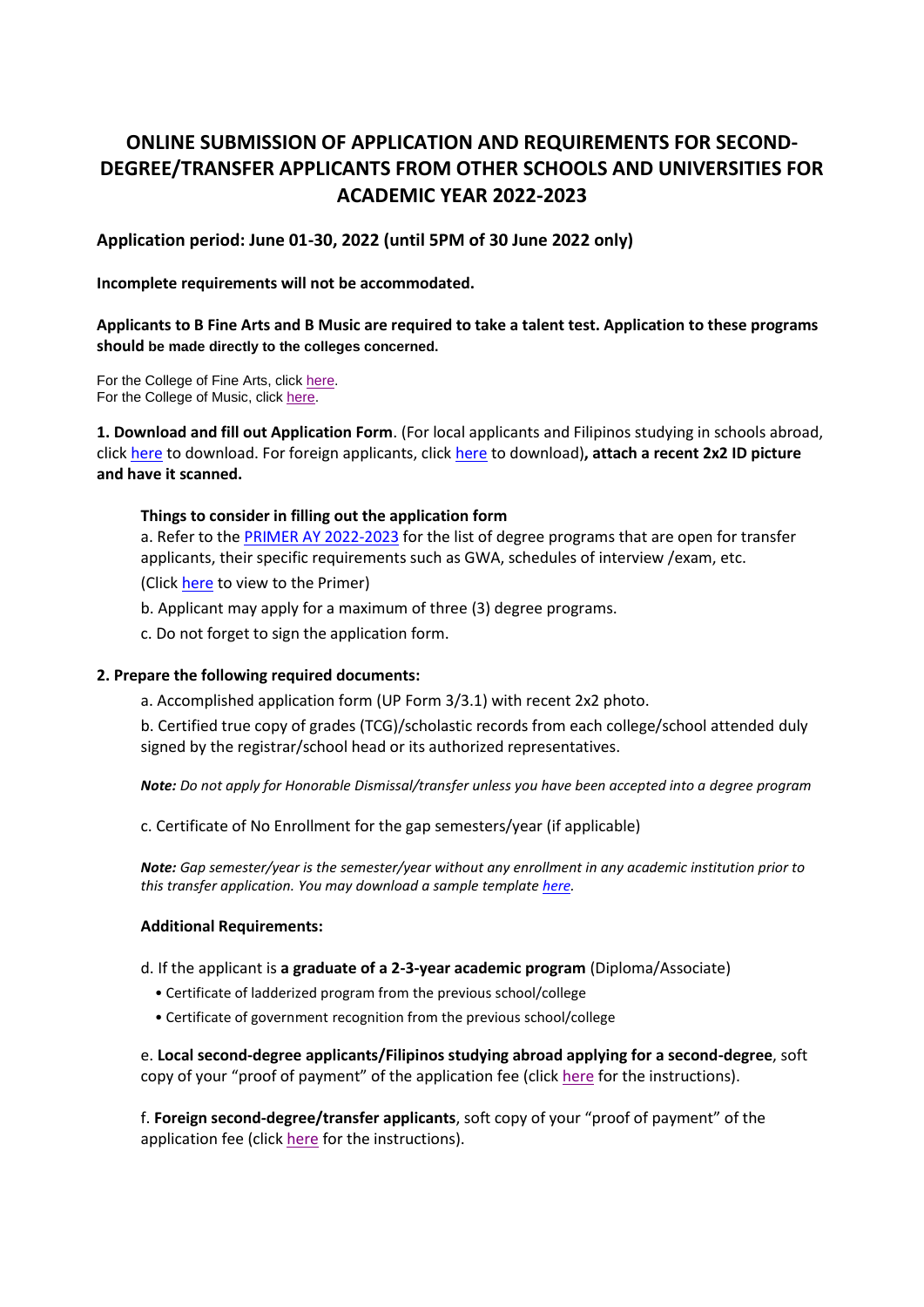# ONLINE SUBMISSION OF APPLICATION AND REQUIREMENTS FOR SECOND-DEGREE/TRANSFER APPLICANTS FROM OTHER SCHOOLS AND UNIVERSITIES FOR ACADEMIC YEAR 2022-2023

## Application period: June 01-30, 2022 (until 5PM of 30 June 2022 only)

**Incomplete requirements will not be accommodated.**

**Applicants to B Fine Arts and B Music are required to take a talent test. Application to these programs should be made directly to the colleges concerned.**

For the College of Fine Arts, click here.
For the College of Music, click here.

**1. Download and fill out Application Form**. (For local applicants and Filipinos studying in schools abroad, click here to download. For foreign applicants, click here to download)**, attach a recent 2x2 ID picture and have it scanned.**

**Things to consider in filling out the application form**

a. Refer to the PRIMER AY 2022-2023 for the list of degree programs that are open for transfer applicants, their specific requirements such as GWA, schedules of interview /exam, etc.
(Click here to view to the Primer)

b. Applicant may apply for a maximum of three (3) degree programs.

c. Do not forget to sign the application form.

**2. Prepare the following required documents:**

a. Accomplished application form (UP Form 3/3.1) with recent 2x2 photo.

b. Certified true copy of grades (TCG)/scholastic records from each college/school attended duly signed by the registrar/school head or its authorized representatives.

***Note:*** *Do not apply for Honorable Dismissal/transfer unless you have been accepted into a degree program*

c. Certificate of No Enrollment for the gap semesters/year (if applicable)

***Note:*** *Gap semester/year is the semester/year without any enrollment in any academic institution prior to this transfer application. You may download a sample template here.*

**Additional Requirements:**

d. If the applicant is **a graduate of a 2-3-year academic program** (Diploma/Associate)

- Certificate of ladderized program from the previous school/college
- Certificate of government recognition from the previous school/college

e. **Local second-degree applicants/Filipinos studying abroad applying for a second-degree**, soft copy of your "proof of payment" of the application fee (click here for the instructions).

f. **Foreign second-degree/transfer applicants**, soft copy of your "proof of payment" of the application fee (click here for the instructions).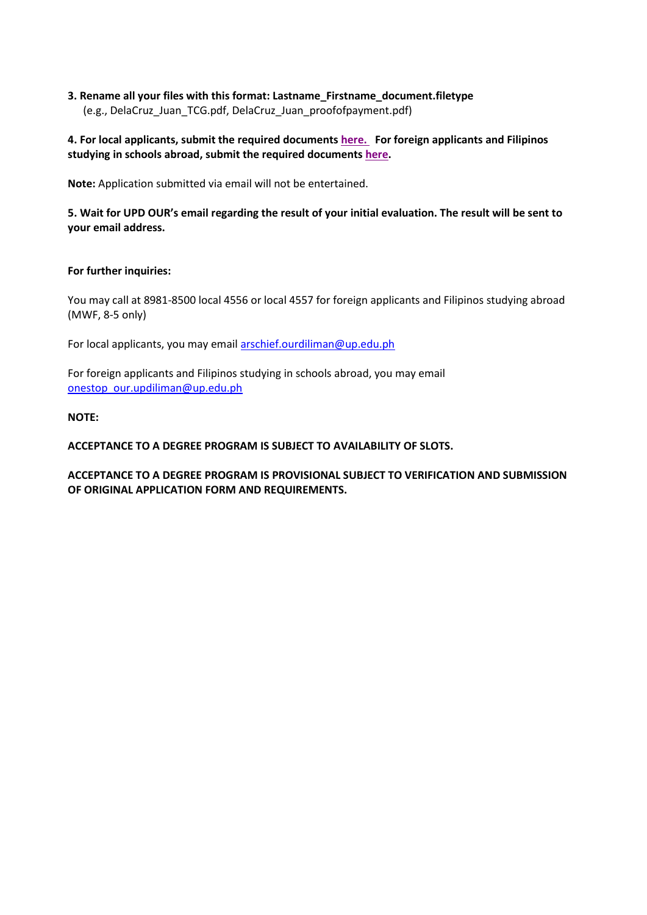**3. Rename all your files with this format: Lastname_Firstname_document.filetype**
(e.g., DelaCruz_Juan_TCG.pdf, DelaCruz_Juan_proofofpayment.pdf)

**4. For local applicants, submit the required documents here. For foreign applicants and Filipinos studying in schools abroad, submit the required documents here.**

**Note:** Application submitted via email will not be entertained.

**5. Wait for UPD OUR's email regarding the result of your initial evaluation. The result will be sent to your email address.**

**For further inquiries:**

You may call at 8981-8500 local 4556 or local 4557 for foreign applicants and Filipinos studying abroad (MWF, 8-5 only)

For local applicants, you may email arschief.ourdiliman@up.edu.ph

For foreign applicants and Filipinos studying in schools abroad, you may email onestop_our.updiliman@up.edu.ph

**NOTE:**

**ACCEPTANCE TO A DEGREE PROGRAM IS SUBJECT TO AVAILABILITY OF SLOTS.**

**ACCEPTANCE TO A DEGREE PROGRAM IS PROVISIONAL SUBJECT TO VERIFICATION AND SUBMISSION OF ORIGINAL APPLICATION FORM AND REQUIREMENTS.**